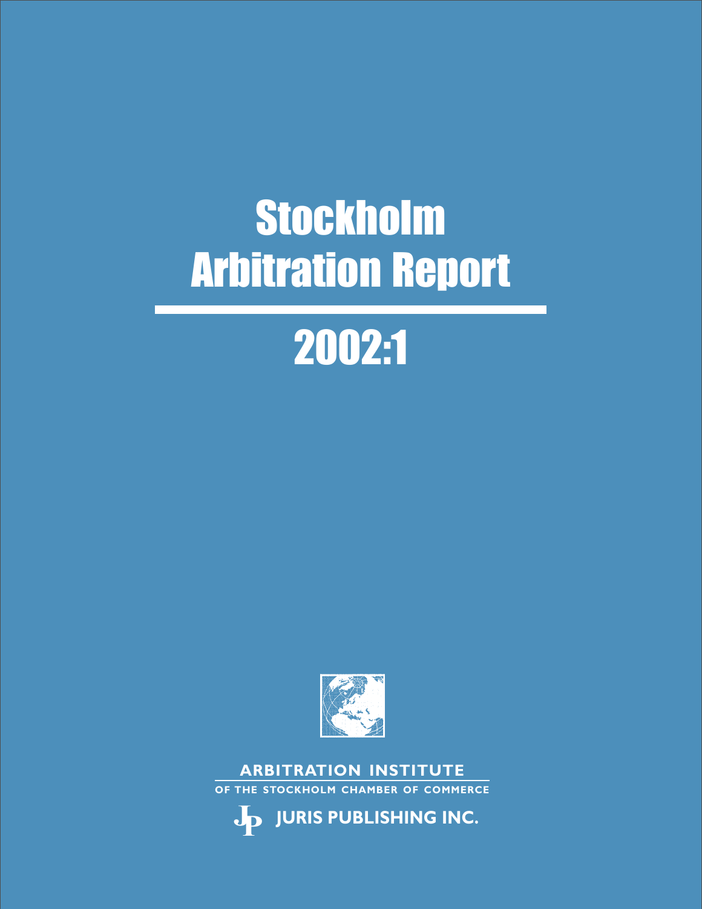# Stockholm Arbitration Report

## 2002:1

ARBITRATION INSTITUTE
OF THE STOCKHOLM CHAMBER OF COMMERCE

JURIS PUBLISHING INC.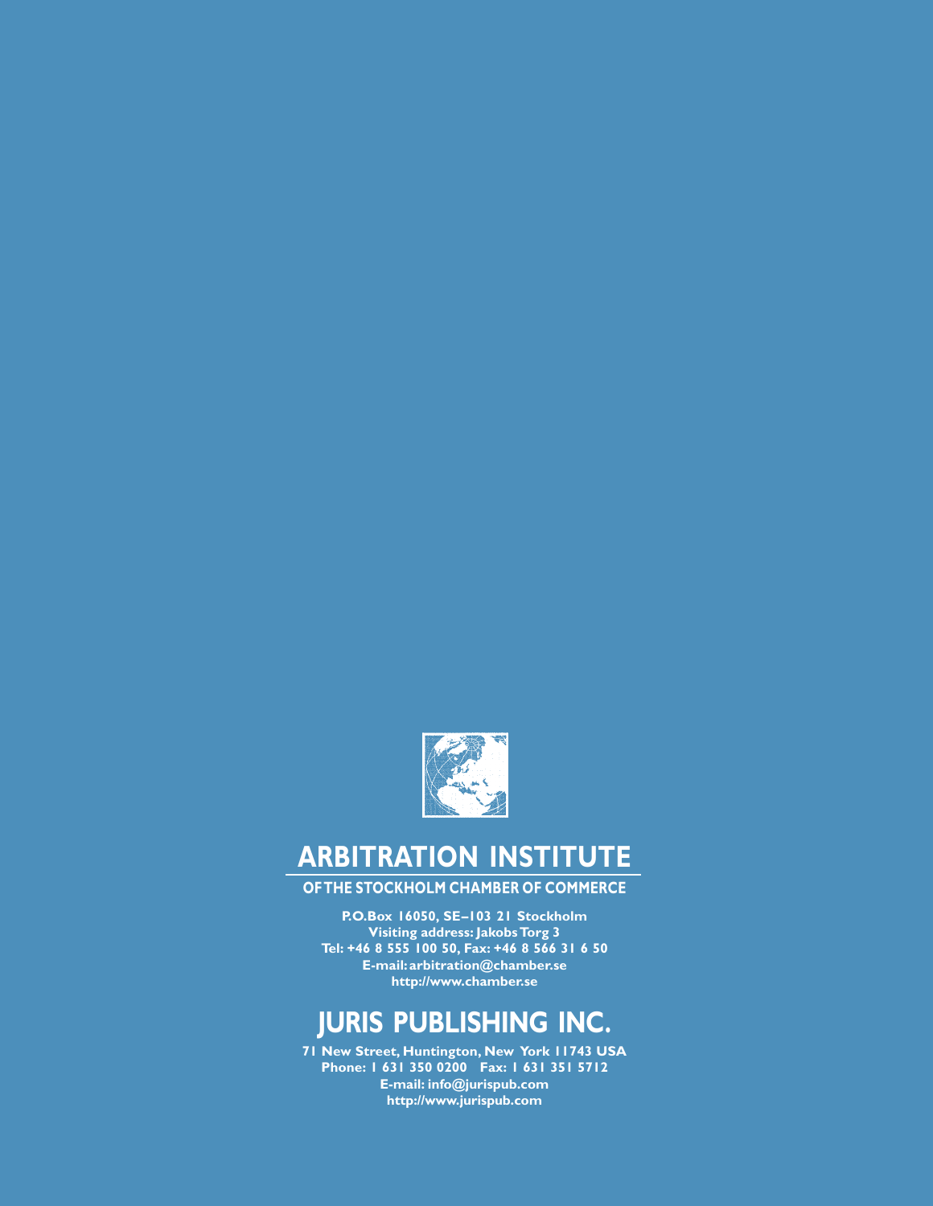## ARBITRATION INSTITUTE

**OF THE STOCKHOLM CHAMBER OF COMMERCE**

**P.O.Box 16050, SE–103 21 Stockholm**
**Visiting address: Jakobs Torg 3**
**Tel: +46 8 555 100 50, Fax: +46 8 566 31 6 50**
**E-mail: arbitration@chamber.se**
**http://www.chamber.se**

## JURIS PUBLISHING INC.

**71 New Street, Huntington, New York 11743 USA**
**Phone: 1 631 350 0200 Fax: 1 631 351 5712**
**E-mail: info@jurispub.com**
**http://www.jurispub.com**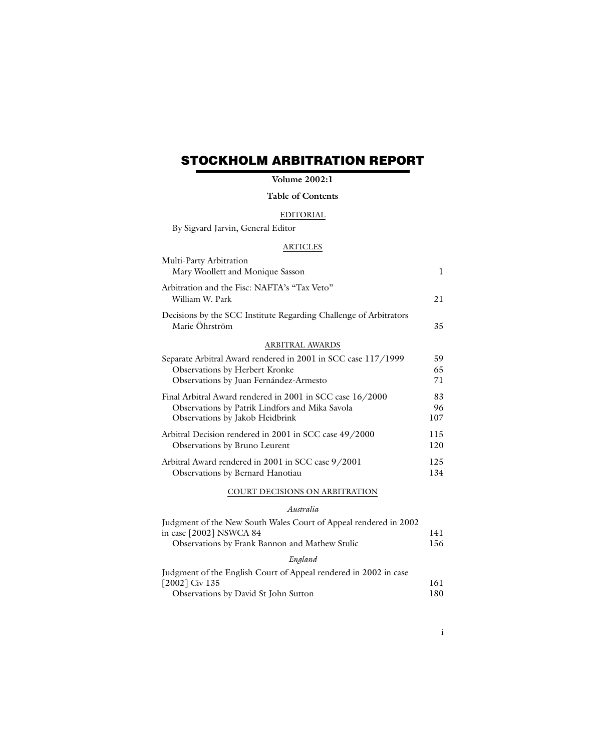# STOCKHOLM ARBITRATION REPORT

**Volume 2002:1**

**Table of Contents**

EDITORIAL

By Sigvard Jarvin, General Editor

ARTICLES

| | |
|---|---|
| Multi-Party Arbitration<br>Mary Woollett and Monique Sasson | 1 |
| Arbitration and the Fisc: NAFTA's "Tax Veto"<br>William W. Park | 21 |
| Decisions by the SCC Institute Regarding Challenge of Arbitrators<br>Marie Öhrström | 35 |

ARBITRAL AWARDS

| | |
|---|---|
| Separate Arbitral Award rendered in 2001 in SCC case 117/1999 | 59 |
| Observations by Herbert Kronke | 65 |
| Observations by Juan Fernández-Armesto | 71 |
| Final Arbitral Award rendered in 2001 in SCC case 16/2000 | 83 |
| Observations by Patrik Lindfors and Mika Savola | 96 |
| Observations by Jakob Heidbrink | 107 |
| Arbitral Decision rendered in 2001 in SCC case 49/2000 | 115 |
| Observations by Bruno Leurent | 120 |
| Arbitral Award rendered in 2001 in SCC case 9/2001 | 125 |
| Observations by Bernard Hanotiau | 134 |

COURT DECISIONS ON ARBITRATION

*Australia*

| | |
|---|---|
| Judgment of the New South Wales Court of Appeal rendered in 2002 in case [2002] NSWCA 84 | 141 |
| Observations by Frank Bannon and Mathew Stulic | 156 |

*England*

| | |
|---|---|
| Judgment of the English Court of Appeal rendered in 2002 in case [2002] Civ 135 | 161 |
| Observations by David St John Sutton | 180 |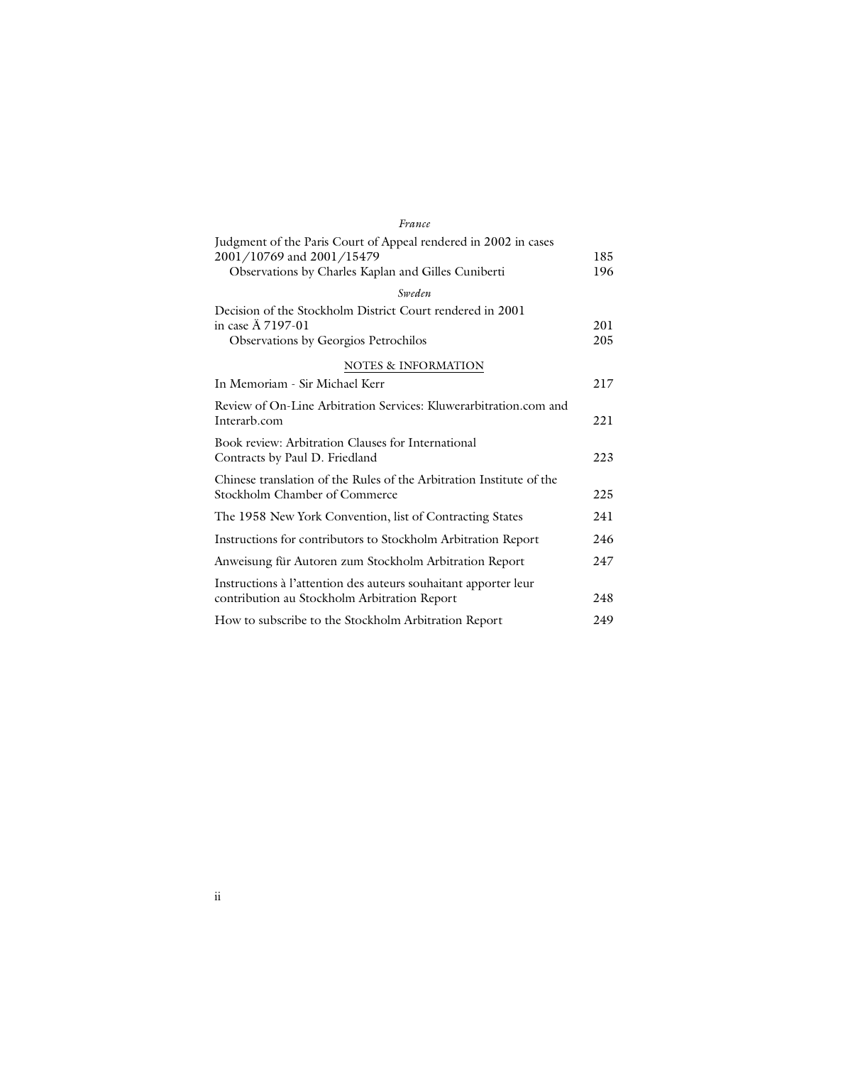*France*

| | |
|---|---|
| Judgment of the Paris Court of Appeal rendered in 2002 in cases 2001/10769 and 2001/15479 | 185 |
| Observations by Charles Kaplan and Gilles Cuniberti | 196 |

*Sweden*

| | |
|---|---|
| Decision of the Stockholm District Court rendered in 2001 in case Ä 7197-01 | 201 |
| Observations by Georgios Petrochilos | 205 |

NOTES & INFORMATION

| | |
|---|---|
| In Memoriam - Sir Michael Kerr | 217 |
| Review of On-Line Arbitration Services: Kluwerarbitration.com and Interarb.com | 221 |
| Book review: Arbitration Clauses for International Contracts by Paul D. Friedland | 223 |
| Chinese translation of the Rules of the Arbitration Institute of the Stockholm Chamber of Commerce | 225 |
| The 1958 New York Convention, list of Contracting States | 241 |
| Instructions for contributors to Stockholm Arbitration Report | 246 |
| Anweisung für Autoren zum Stockholm Arbitration Report | 247 |
| Instructions à l'attention des auteurs souhaitant apporter leur contribution au Stockholm Arbitration Report | 248 |
| How to subscribe to the Stockholm Arbitration Report | 249 |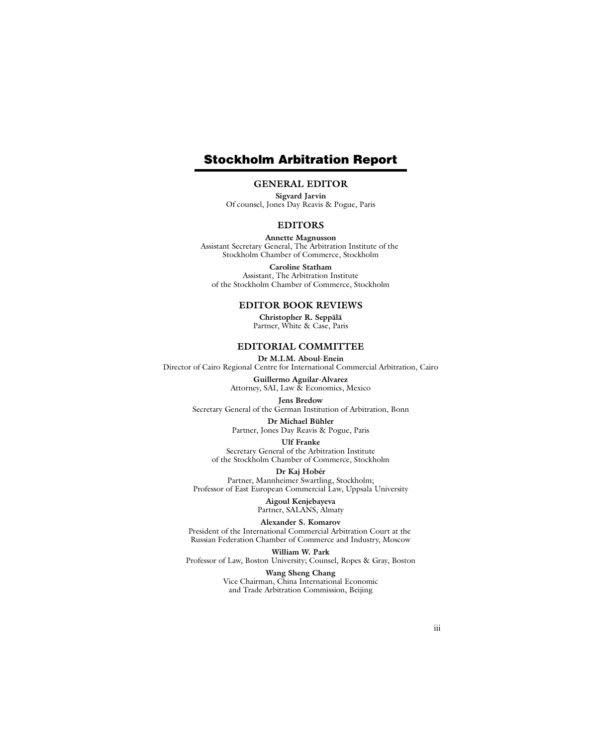# Stockholm Arbitration Report

## GENERAL EDITOR

**Sigvard Jarvin**
Of counsel, Jones Day Reavis & Pogue, Paris

## EDITORS

**Annette Magnusson**
Assistant Secretary General, The Arbitration Institute of the Stockholm Chamber of Commerce, Stockholm

**Caroline Statham**
Assistant, The Arbitration Institute of the Stockholm Chamber of Commerce, Stockholm

## EDITOR BOOK REVIEWS

**Christopher R. Seppälä**
Partner, White & Case, Paris

## EDITORIAL COMMITTEE

**Dr M.I.M. Aboul-Enein**
Director of Cairo Regional Centre for International Commercial Arbitration, Cairo

**Guillermo Aguilar-Alvarez**
Attorney, SAI, Law & Economics, Mexico

**Jens Bredow**
Secretary General of the German Institution of Arbitration, Bonn

**Dr Michael Bühler**
Partner, Jones Day Reavis & Pogue, Paris

**Ulf Franke**
Secretary General of the Arbitration Institute of the Stockholm Chamber of Commerce, Stockholm

**Dr Kaj Hobér**
Partner, Mannheimer Swartling, Stockholm; Professor of East European Commercial Law, Uppsala University

**Aigoul Kenjebayeva**
Partner, SALANS, Almaty

**Alexander S. Komarov**
President of the International Commercial Arbitration Court at the Russian Federation Chamber of Commerce and Industry, Moscow

**William W. Park**
Professor of Law, Boston University; Counsel, Ropes & Gray, Boston

**Wang Sheng Chang**
Vice Chairman, China International Economic and Trade Arbitration Commission, Beijing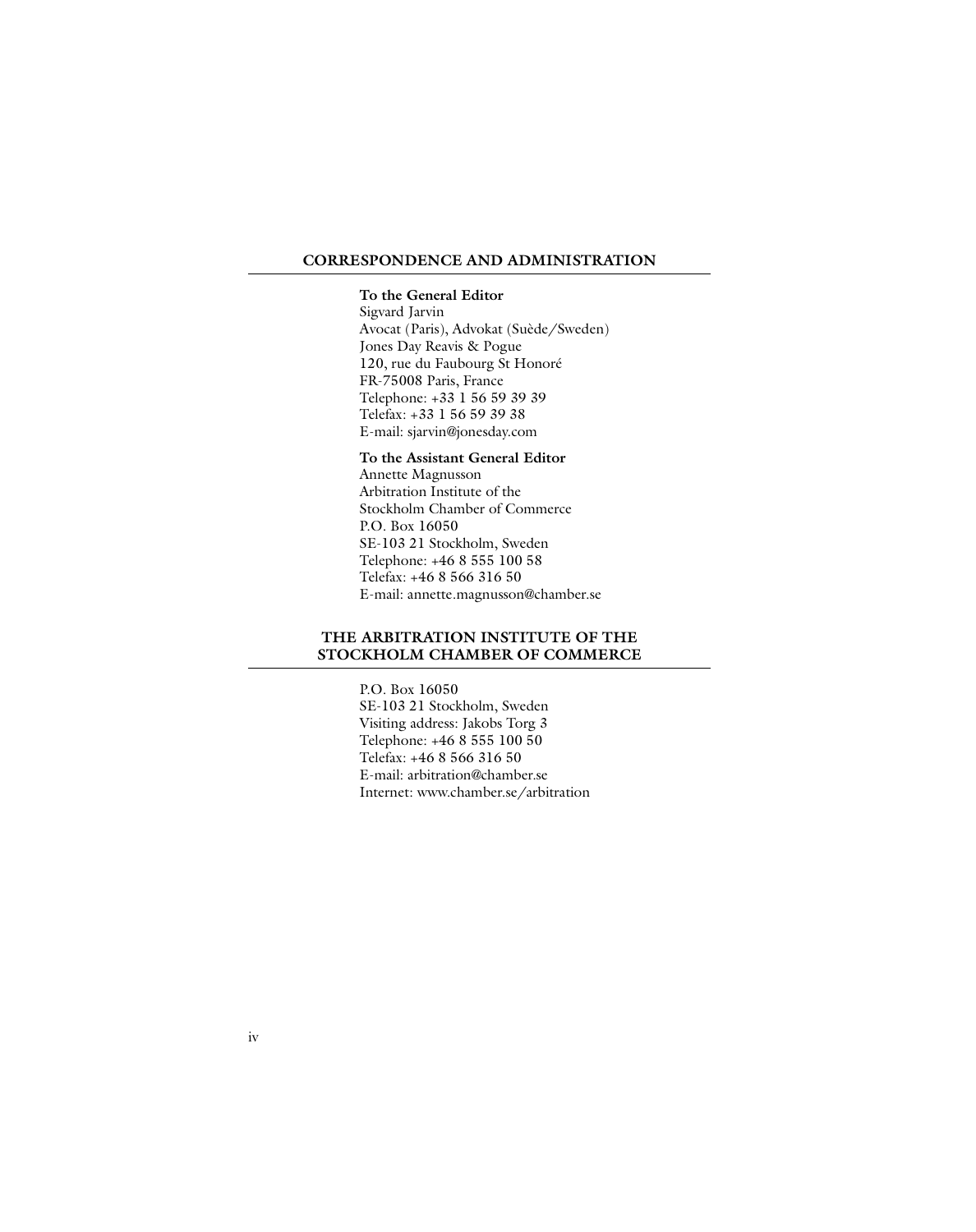## CORRESPONDENCE AND ADMINISTRATION

**To the General Editor**
Sigvard Jarvin
Avocat (Paris), Advokat (Suède/Sweden)
Jones Day Reavis & Pogue
120, rue du Faubourg St Honoré
FR-75008 Paris, France
Telephone: +33 1 56 59 39 39
Telefax: +33 1 56 59 39 38
E-mail: sjarvin@jonesday.com

**To the Assistant General Editor**
Annette Magnusson
Arbitration Institute of the
Stockholm Chamber of Commerce
P.O. Box 16050
SE-103 21 Stockholm, Sweden
Telephone: +46 8 555 100 58
Telefax: +46 8 566 316 50
E-mail: annette.magnusson@chamber.se

## THE ARBITRATION INSTITUTE OF THE STOCKHOLM CHAMBER OF COMMERCE

P.O. Box 16050
SE-103 21 Stockholm, Sweden
Visiting address: Jakobs Torg 3
Telephone: +46 8 555 100 50
Telefax: +46 8 566 316 50
E-mail: arbitration@chamber.se
Internet: www.chamber.se/arbitration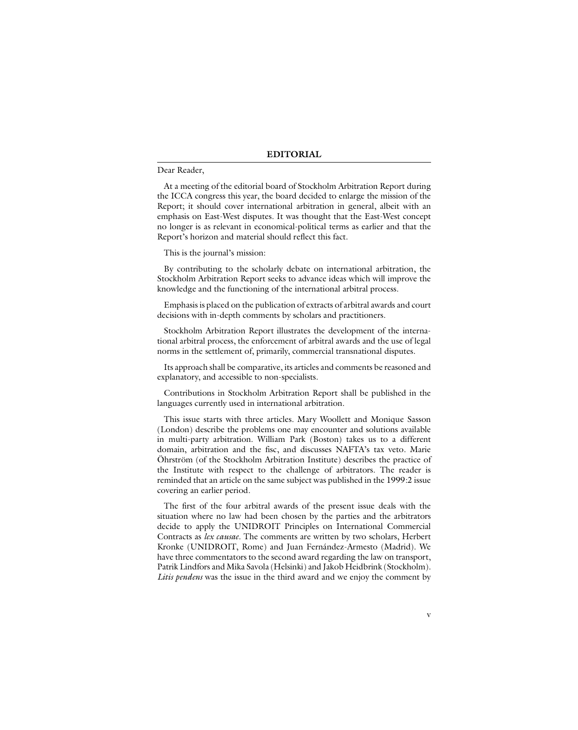## EDITORIAL

Dear Reader,

At a meeting of the editorial board of Stockholm Arbitration Report during the ICCA congress this year, the board decided to enlarge the mission of the Report; it should cover international arbitration in general, albeit with an emphasis on East-West disputes. It was thought that the East-West concept no longer is as relevant in economical-political terms as earlier and that the Report's horizon and material should reflect this fact.

This is the journal's mission:

By contributing to the scholarly debate on international arbitration, the Stockholm Arbitration Report seeks to advance ideas which will improve the knowledge and the functioning of the international arbitral process.

Emphasis is placed on the publication of extracts of arbitral awards and court decisions with in-depth comments by scholars and practitioners.

Stockholm Arbitration Report illustrates the development of the international arbitral process, the enforcement of arbitral awards and the use of legal norms in the settlement of, primarily, commercial transnational disputes.

Its approach shall be comparative, its articles and comments be reasoned and explanatory, and accessible to non-specialists.

Contributions in Stockholm Arbitration Report shall be published in the languages currently used in international arbitration.

This issue starts with three articles. Mary Woollett and Monique Sasson (London) describe the problems one may encounter and solutions available in multi-party arbitration. William Park (Boston) takes us to a different domain, arbitration and the fisc, and discusses NAFTA's tax veto. Marie Öhrström (of the Stockholm Arbitration Institute) describes the practice of the Institute with respect to the challenge of arbitrators. The reader is reminded that an article on the same subject was published in the 1999:2 issue covering an earlier period.

The first of the four arbitral awards of the present issue deals with the situation where no law had been chosen by the parties and the arbitrators decide to apply the UNIDROIT Principles on International Commercial Contracts as *lex causae*. The comments are written by two scholars, Herbert Kronke (UNIDROIT, Rome) and Juan Fernández-Armesto (Madrid). We have three commentators to the second award regarding the law on transport, Patrik Lindfors and Mika Savola (Helsinki) and Jakob Heidbrink (Stockholm). *Litis pendens* was the issue in the third award and we enjoy the comment by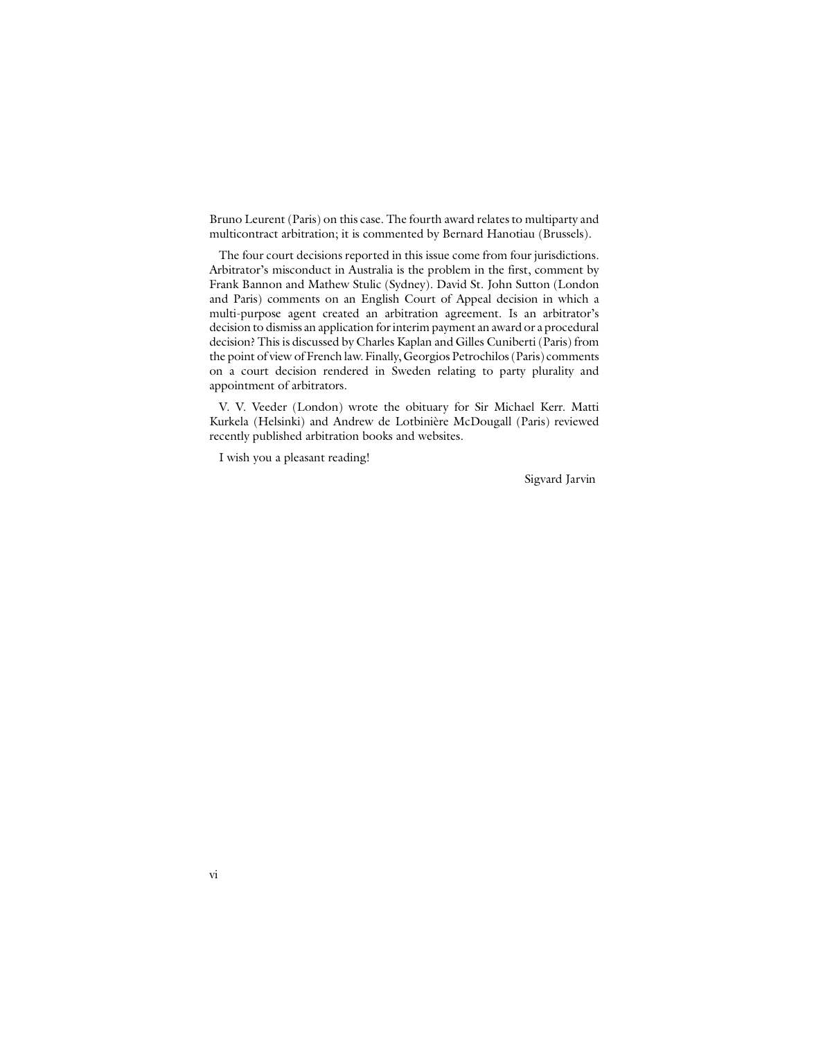Bruno Leurent (Paris) on this case. The fourth award relates to multiparty and multicontract arbitration; it is commented by Bernard Hanotiau (Brussels).

The four court decisions reported in this issue come from four jurisdictions. Arbitrator's misconduct in Australia is the problem in the first, comment by Frank Bannon and Mathew Stulic (Sydney). David St. John Sutton (London and Paris) comments on an English Court of Appeal decision in which a multi-purpose agent created an arbitration agreement. Is an arbitrator's decision to dismiss an application for interim payment an award or a procedural decision? This is discussed by Charles Kaplan and Gilles Cuniberti (Paris) from the point of view of French law. Finally, Georgios Petrochilos (Paris) comments on a court decision rendered in Sweden relating to party plurality and appointment of arbitrators.

V. V. Veeder (London) wrote the obituary for Sir Michael Kerr. Matti Kurkela (Helsinki) and Andrew de Lotbinière McDougall (Paris) reviewed recently published arbitration books and websites.

I wish you a pleasant reading!

Sigvard Jarvin